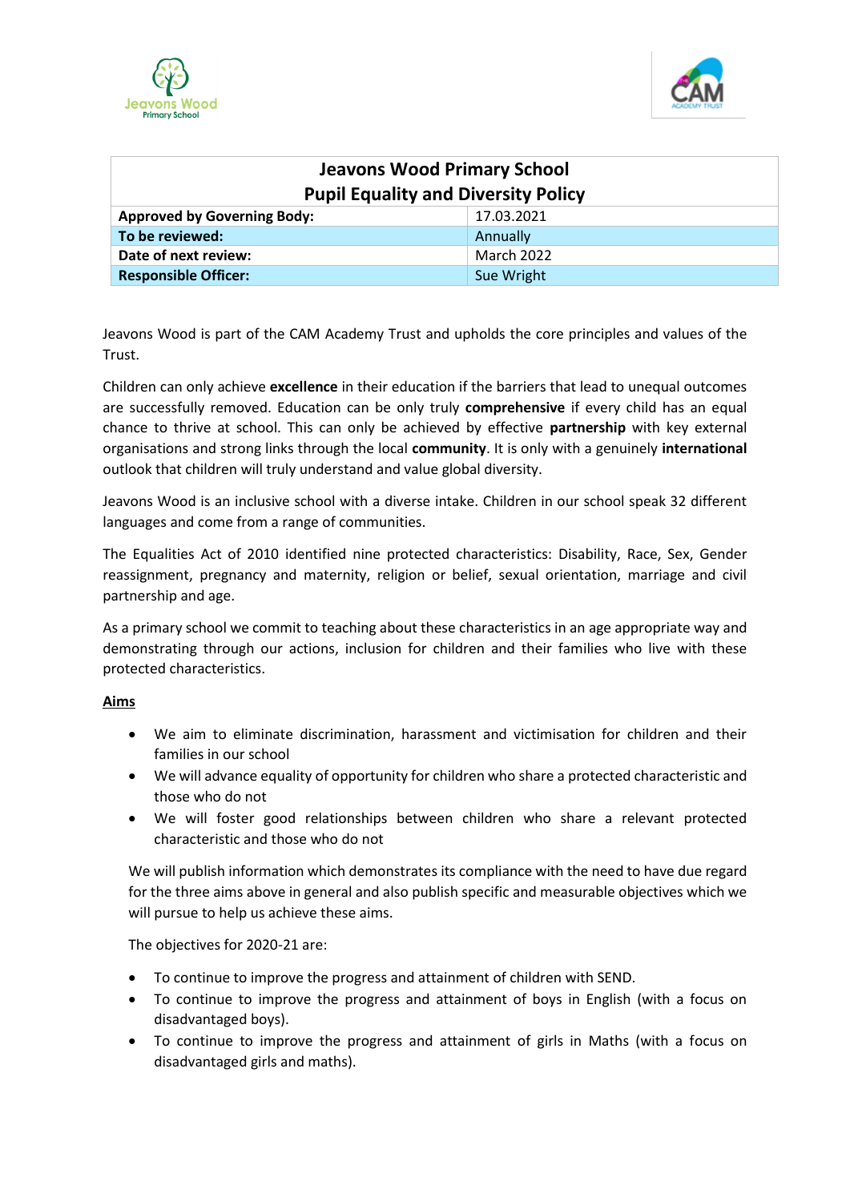| Jeavons Wood Primary School<br>Pupil Equality and Diversity Policy | |
|---|---|
| **Approved by Governing Body:** | 17.03.2021 |
| **To be reviewed:** | Annually |
| **Date of next review:** | March 2022 |
| **Responsible Officer:** | Sue Wright |

Jeavons Wood is part of the CAM Academy Trust and upholds the core principles and values of the Trust.

Children can only achieve **excellence** in their education if the barriers that lead to unequal outcomes are successfully removed. Education can be only truly **comprehensive** if every child has an equal chance to thrive at school. This can only be achieved by effective **partnership** with key external organisations and strong links through the local **community**. It is only with a genuinely **international** outlook that children will truly understand and value global diversity.

Jeavons Wood is an inclusive school with a diverse intake. Children in our school speak 32 different languages and come from a range of communities.

The Equalities Act of 2010 identified nine protected characteristics: Disability, Race, Sex, Gender reassignment, pregnancy and maternity, religion or belief, sexual orientation, marriage and civil partnership and age.

As a primary school we commit to teaching about these characteristics in an age appropriate way and demonstrating through our actions, inclusion for children and their families who live with these protected characteristics.

## Aims

- We aim to eliminate discrimination, harassment and victimisation for children and their families in our school
- We will advance equality of opportunity for children who share a protected characteristic and those who do not
- We will foster good relationships between children who share a relevant protected characteristic and those who do not

We will publish information which demonstrates its compliance with the need to have due regard for the three aims above in general and also publish specific and measurable objectives which we will pursue to help us achieve these aims.

The objectives for 2020-21 are:

- To continue to improve the progress and attainment of children with SEND.
- To continue to improve the progress and attainment of boys in English (with a focus on disadvantaged boys).
- To continue to improve the progress and attainment of girls in Maths (with a focus on disadvantaged girls and maths).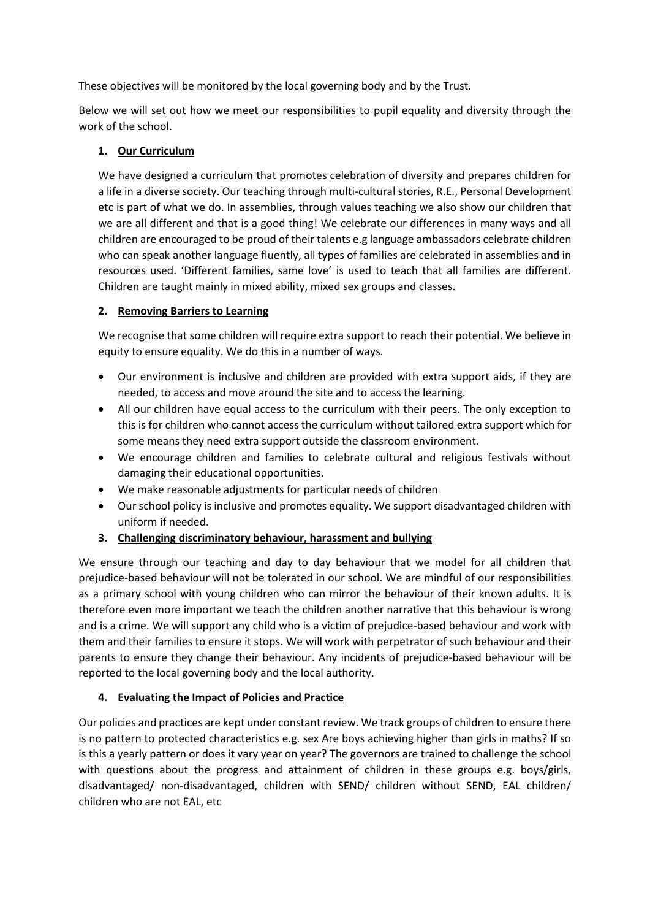These objectives will be monitored by the local governing body and by the Trust.

Below we will set out how we meet our responsibilities to pupil equality and diversity through the work of the school.

1. **Our Curriculum**

   We have designed a curriculum that promotes celebration of diversity and prepares children for a life in a diverse society. Our teaching through multi-cultural stories, R.E., Personal Development etc is part of what we do. In assemblies, through values teaching we also show our children that we are all different and that is a good thing! We celebrate our differences in many ways and all children are encouraged to be proud of their talents e.g language ambassadors celebrate children who can speak another language fluently, all types of families are celebrated in assemblies and in resources used. 'Different families, same love' is used to teach that all families are different. Children are taught mainly in mixed ability, mixed sex groups and classes.

2. **Removing Barriers to Learning**

   We recognise that some children will require extra support to reach their potential. We believe in equity to ensure equality. We do this in a number of ways.

   - Our environment is inclusive and children are provided with extra support aids, if they are needed, to access and move around the site and to access the learning.
   - All our children have equal access to the curriculum with their peers. The only exception to this is for children who cannot access the curriculum without tailored extra support which for some means they need extra support outside the classroom environment.
   - We encourage children and families to celebrate cultural and religious festivals without damaging their educational opportunities.
   - We make reasonable adjustments for particular needs of children
   - Our school policy is inclusive and promotes equality. We support disadvantaged children with uniform if needed.

3. **Challenging discriminatory behaviour, harassment and bullying**

We ensure through our teaching and day to day behaviour that we model for all children that prejudice-based behaviour will not be tolerated in our school. We are mindful of our responsibilities as a primary school with young children who can mirror the behaviour of their known adults. It is therefore even more important we teach the children another narrative that this behaviour is wrong and is a crime. We will support any child who is a victim of prejudice-based behaviour and work with them and their families to ensure it stops. We will work with perpetrator of such behaviour and their parents to ensure they change their behaviour. Any incidents of prejudice-based behaviour will be reported to the local governing body and the local authority.

4. **Evaluating the Impact of Policies and Practice**

Our policies and practices are kept under constant review. We track groups of children to ensure there is no pattern to protected characteristics e.g. sex Are boys achieving higher than girls in maths? If so is this a yearly pattern or does it vary year on year? The governors are trained to challenge the school with questions about the progress and attainment of children in these groups e.g. boys/girls, disadvantaged/ non-disadvantaged, children with SEND/ children without SEND, EAL children/ children who are not EAL, etc